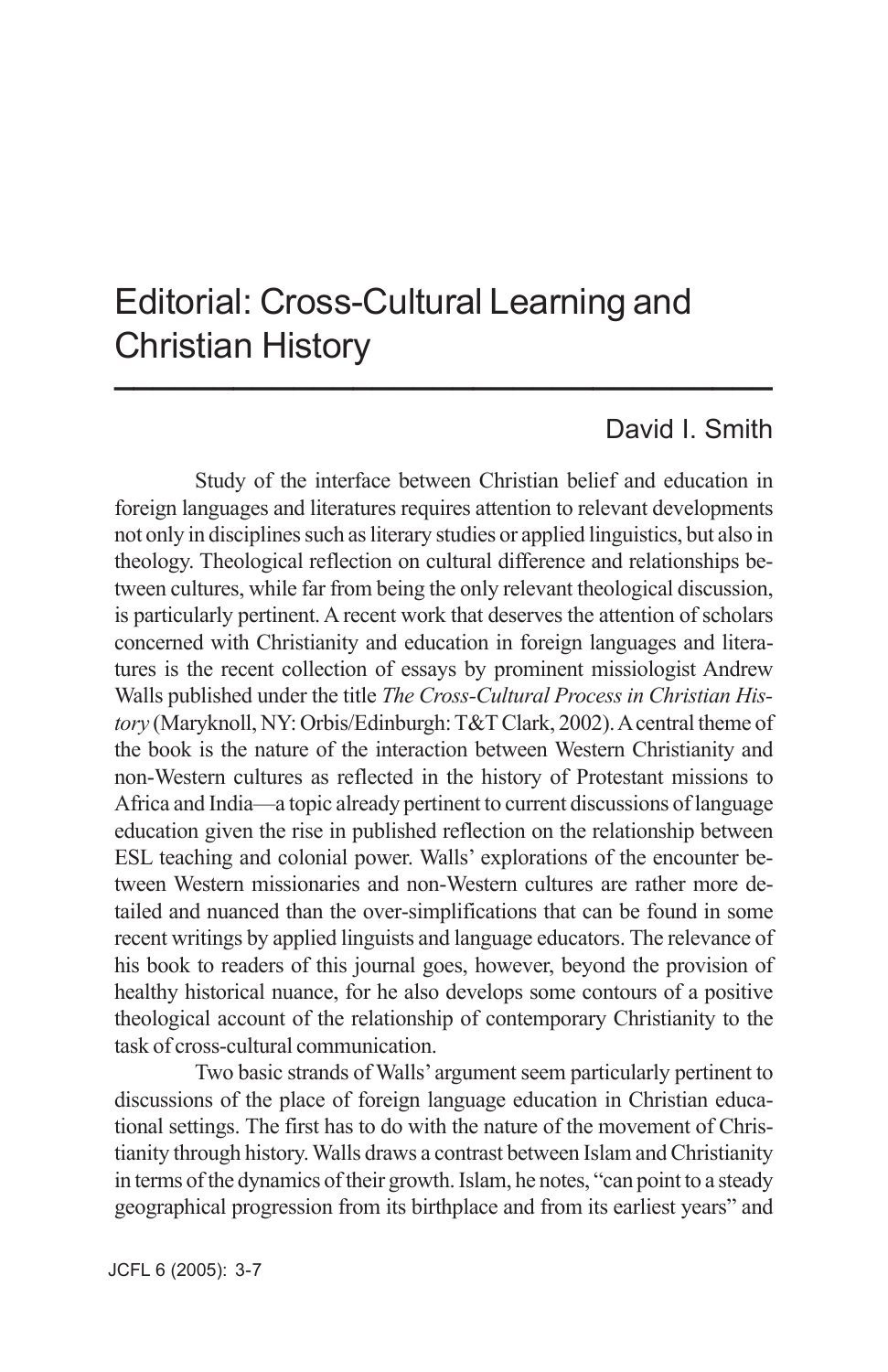# Editorial: Cross-Cultural Learning and Christian History

David I. Smith

Study of the interface between Christian belief and education in foreign languages and literatures requires attention to relevant developments not only in disciplines such as literary studies or applied linguistics, but also in theology. Theological reflection on cultural difference and relationships between cultures, while far from being the only relevant theological discussion, is particularly pertinent. A recent work that deserves the attention of scholars concerned with Christianity and education in foreign languages and literatures is the recent collection of essays by prominent missiologist Andrew Walls published under the title *The Cross-Cultural Process in Christian History* (Maryknoll, NY: Orbis/Edinburgh: T&T Clark, 2002). A central theme of the book is the nature of the interaction between Western Christianity and non-Western cultures as reflected in the history of Protestant missions to Africa and India—a topic already pertinent to current discussions of language education given the rise in published reflection on the relationship between ESL teaching and colonial power. Walls' explorations of the encounter between Western missionaries and non-Western cultures are rather more detailed and nuanced than the over-simplifications that can be found in some recent writings by applied linguists and language educators. The relevance of his book to readers of this journal goes, however, beyond the provision of healthy historical nuance, for he also develops some contours of a positive theological account of the relationship of contemporary Christianity to the task of cross-cultural communication.

Two basic strands of Walls' argument seem particularly pertinent to discussions of the place of foreign language education in Christian educational settings. The first has to do with the nature of the movement of Christianity through history. Walls draws a contrast between Islam and Christianity in terms of the dynamics of their growth. Islam, he notes, "can point to a steady geographical progression from its birthplace and from its earliest years" and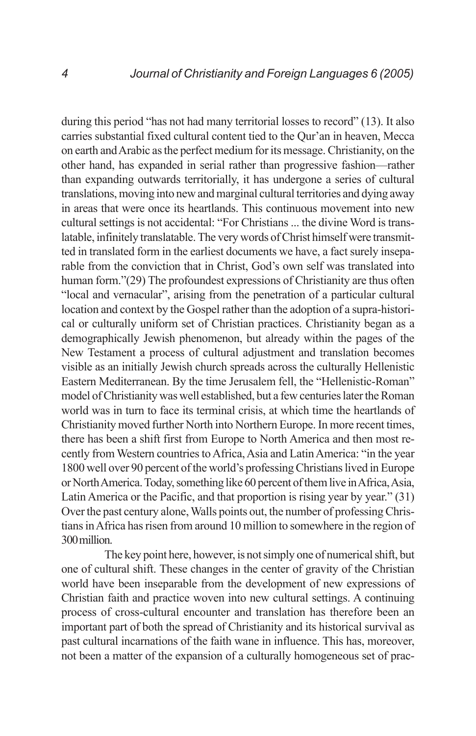during this period "has not had many territorial losses to record" (13). It also carries substantial fixed cultural content tied to the Qur'an in heaven, Mecca on earth and Arabic as the perfect medium for its message. Christianity, on the other hand, has expanded in serial rather than progressive fashion—rather than expanding outwards territorially, it has undergone a series of cultural translations, moving into new and marginal cultural territories and dying away in areas that were once its heartlands. This continuous movement into new cultural settings is not accidental: "For Christians ... the divine Word is translatable, infinitely translatable. The very words of Christ himself were transmitted in translated form in the earliest documents we have, a fact surely inseparable from the conviction that in Christ, God's own self was translated into human form."(29) The profoundest expressions of Christianity are thus often "local and vernacular", arising from the penetration of a particular cultural location and context by the Gospel rather than the adoption of a supra-historical or culturally uniform set of Christian practices. Christianity began as a demographically Jewish phenomenon, but already within the pages of the New Testament a process of cultural adjustment and translation becomes visible as an initially Jewish church spreads across the culturally Hellenistic Eastern Mediterranean. By the time Jerusalem fell, the "Hellenistic-Roman" model of Christianity was well established, but a few centuries later the Roman world was in turn to face its terminal crisis, at which time the heartlands of Christianity moved further North into Northern Europe. In more recent times, there has been a shift first from Europe to North America and then most recently from Western countries to Africa, Asia and Latin America: "in the year 1800 well over 90 percent of the world's professing Christians lived in Europe or North America. Today, something like 60 percent of them live in Africa, Asia, Latin America or the Pacific, and that proportion is rising year by year." (31) Over the past century alone, Walls points out, the number of professing Christians in Africa has risen from around 10 million to somewhere in the region of 300 million.

The key point here, however, is not simply one of numerical shift, but one of cultural shift. These changes in the center of gravity of the Christian world have been inseparable from the development of new expressions of Christian faith and practice woven into new cultural settings. A continuing process of cross-cultural encounter and translation has therefore been an important part of both the spread of Christianity and its historical survival as past cultural incarnations of the faith wane in influence. This has, moreover, not been a matter of the expansion of a culturally homogeneous set of prac-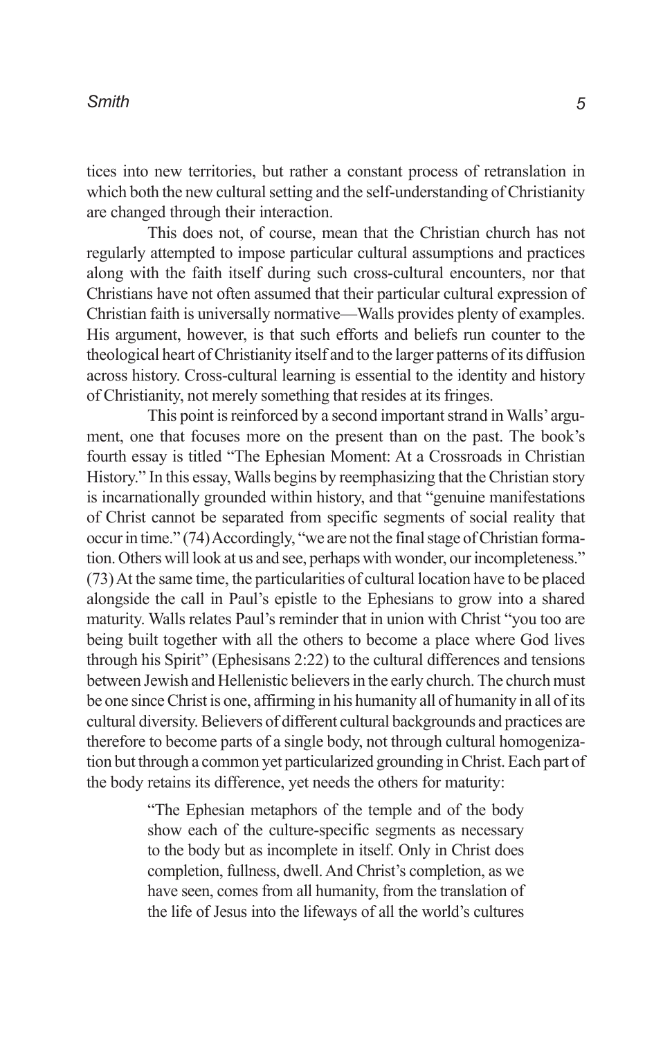tices into new territories, but rather a constant process of retranslation in which both the new cultural setting and the self-understanding of Christianity are changed through their interaction.

This does not, of course, mean that the Christian church has not regularly attempted to impose particular cultural assumptions and practices along with the faith itself during such cross-cultural encounters, nor that Christians have not often assumed that their particular cultural expression of Christian faith is universally normative—Walls provides plenty of examples. His argument, however, is that such efforts and beliefs run counter to the theological heart of Christianity itself and to the larger patterns of its diffusion across history. Cross-cultural learning is essential to the identity and history of Christianity, not merely something that resides at its fringes.

This point is reinforced by a second important strand in Walls' argument, one that focuses more on the present than on the past. The book's fourth essay is titled "The Ephesian Moment: At a Crossroads in Christian History." In this essay, Walls begins by reemphasizing that the Christian story is incarnationally grounded within history, and that "genuine manifestations of Christ cannot be separated from specific segments of social reality that occur in time." (74) Accordingly, "we are not the final stage of Christian formation. Others will look at us and see, perhaps with wonder, our incompleteness." (73) At the same time, the particularities of cultural location have to be placed alongside the call in Paul's epistle to the Ephesians to grow into a shared maturity. Walls relates Paul's reminder that in union with Christ "you too are being built together with all the others to become a place where God lives through his Spirit" (Ephesisans 2:22) to the cultural differences and tensions between Jewish and Hellenistic believers in the early church. The church must be one since Christ is one, affirming in his humanity all of humanity in all of its cultural diversity. Believers of different cultural backgrounds and practices are therefore to become parts of a single body, not through cultural homogenization but through a common yet particularized grounding in Christ. Each part of the body retains its difference, yet needs the others for maturity:

> "The Ephesian metaphors of the temple and of the body show each of the culture-specific segments as necessary to the body but as incomplete in itself. Only in Christ does completion, fullness, dwell. And Christ's completion, as we have seen, comes from all humanity, from the translation of the life of Jesus into the lifeways of all the world's cultures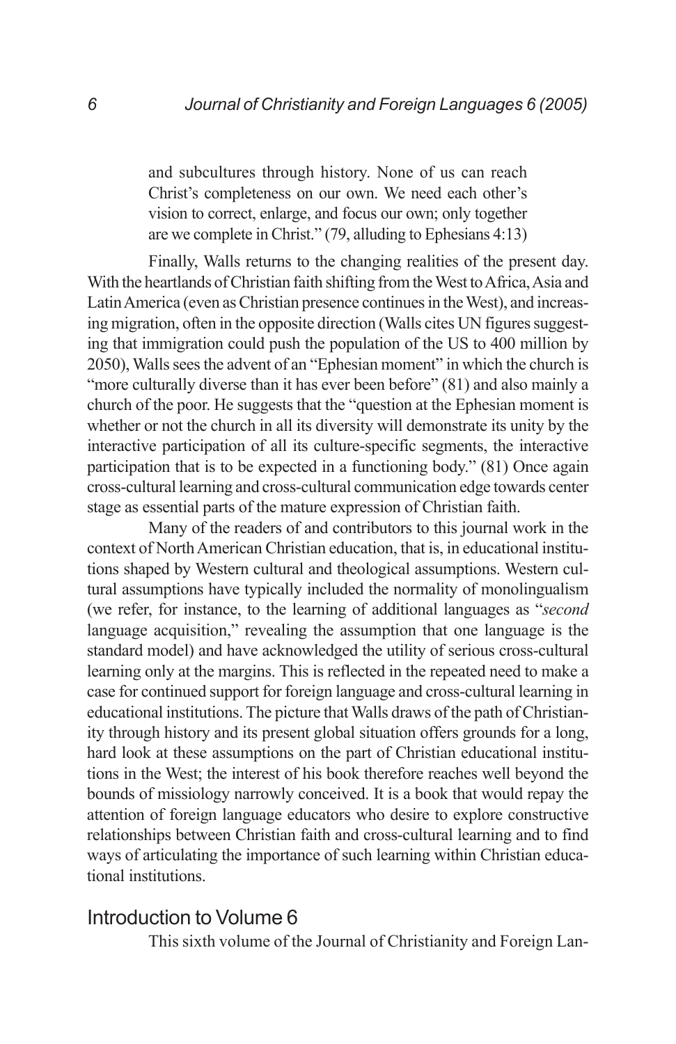and subcultures through history. None of us can reach Christ's completeness on our own. We need each other's vision to correct, enlarge, and focus our own; only together are we complete in Christ." (79, alluding to Ephesians 4:13)

Finally, Walls returns to the changing realities of the present day. With the heartlands of Christian faith shifting from the West to Africa, Asia and Latin America (even as Christian presence continues in the West), and increasing migration, often in the opposite direction (Walls cites UN figures suggesting that immigration could push the population of the US to 400 million by 2050), Walls sees the advent of an "Ephesian moment" in which the church is "more culturally diverse than it has ever been before" (81) and also mainly a church of the poor. He suggests that the "question at the Ephesian moment is whether or not the church in all its diversity will demonstrate its unity by the interactive participation of all its culture-specific segments, the interactive participation that is to be expected in a functioning body." (81) Once again cross-cultural learning and cross-cultural communication edge towards center stage as essential parts of the mature expression of Christian faith.

Many of the readers of and contributors to this journal work in the context of North American Christian education, that is, in educational institutions shaped by Western cultural and theological assumptions. Western cultural assumptions have typically included the normality of monolingualism (we refer, for instance, to the learning of additional languages as "*second* language acquisition," revealing the assumption that one language is the standard model) and have acknowledged the utility of serious cross-cultural learning only at the margins. This is reflected in the repeated need to make a case for continued support for foreign language and cross-cultural learning in educational institutions. The picture that Walls draws of the path of Christianity through history and its present global situation offers grounds for a long, hard look at these assumptions on the part of Christian educational institutions in the West; the interest of his book therefore reaches well beyond the bounds of missiology narrowly conceived. It is a book that would repay the attention of foreign language educators who desire to explore constructive relationships between Christian faith and cross-cultural learning and to find ways of articulating the importance of such learning within Christian educational institutions.

## Introduction to Volume 6

This sixth volume of the Journal of Christianity and Foreign Lan-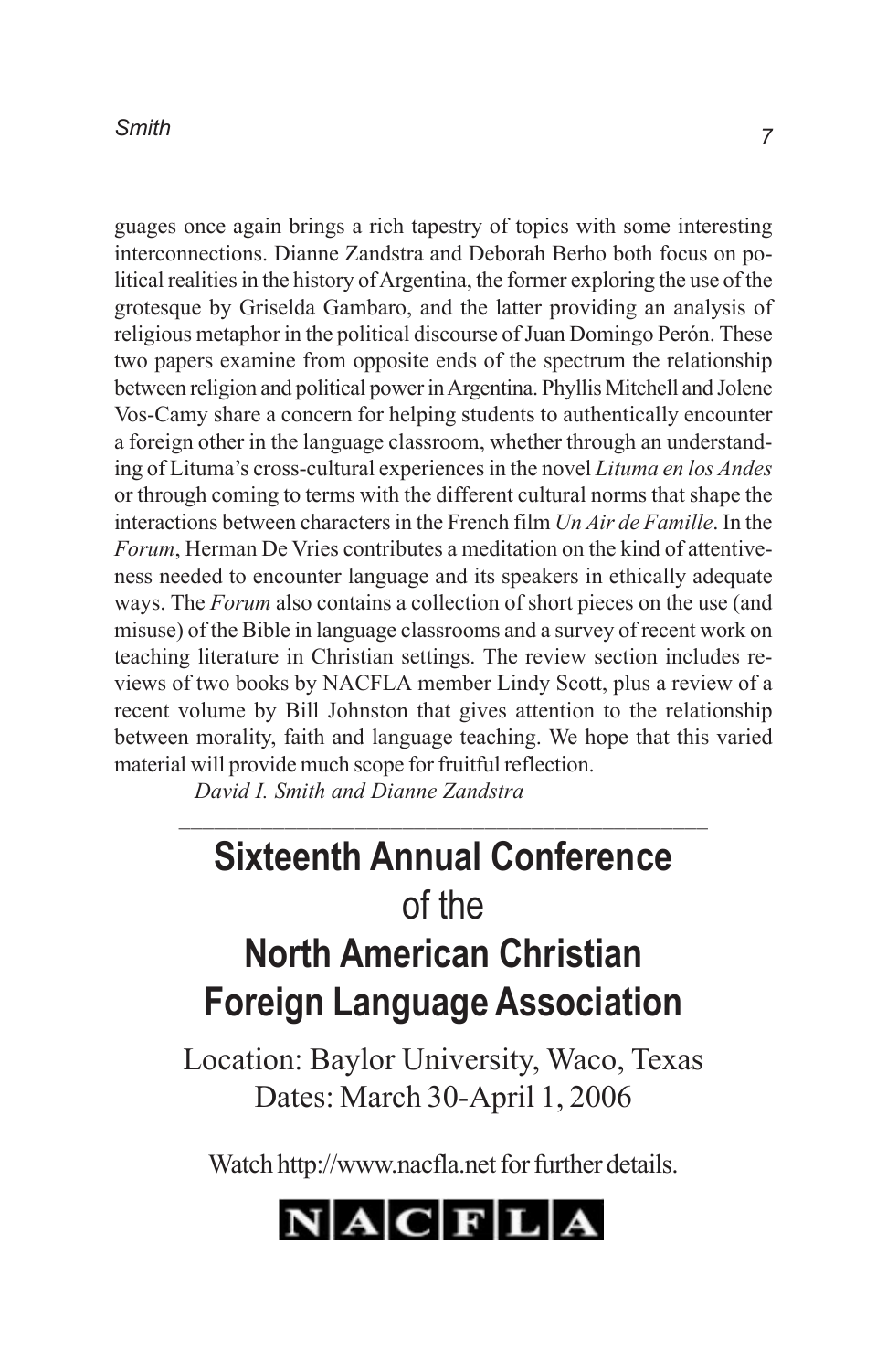guages once again brings a rich tapestry of topics with some interesting interconnections. Dianne Zandstra and Deborah Berho both focus on political realities in the history of Argentina, the former exploring the use of the grotesque by Griselda Gambaro, and the latter providing an analysis of religious metaphor in the political discourse of Juan Domingo Perón. These two papers examine from opposite ends of the spectrum the relationship between religion and political power in Argentina. Phyllis Mitchell and Jolene Vos-Camy share a concern for helping students to authentically encounter a foreign other in the language classroom, whether through an understanding of Lituma's cross-cultural experiences in the novel *Lituma en los Andes* or through coming to terms with the different cultural norms that shape the interactions between characters in the French film *Un Air de Famille*. In the *Forum*, Herman De Vries contributes a meditation on the kind of attentiveness needed to encounter language and its speakers in ethically adequate ways. The *Forum* also contains a collection of short pieces on the use (and misuse) of the Bible in language classrooms and a survey of recent work on teaching literature in Christian settings. The review section includes reviews of two books by NACFLA member Lindy Scott, plus a review of a recent volume by Bill Johnston that gives attention to the relationship between morality, faith and language teaching. We hope that this varied material will provide much scope for fruitful reflection.

*David I. Smith and Dianne Zandstra*

---

# Sixteenth Annual Conference of the North American Christian Foreign Language Association

Location: Baylor University, Waco, Texas
Dates: March 30-April 1, 2006

Watch http://www.nacfla.net for further details.

NACFLA